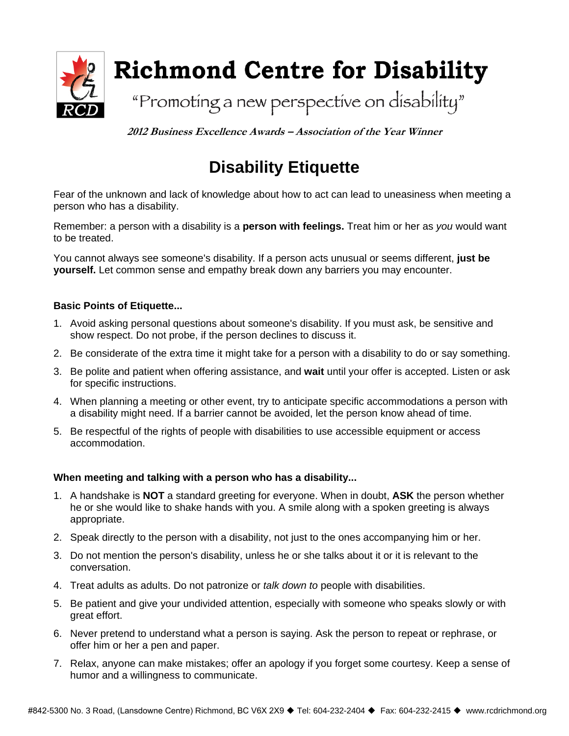# Richmond Centre for Disability

"Promoting a new perspective on disability"

***2012 Business Excellence Awards – Association of the Year Winner***

## Disability Etiquette

Fear of the unknown and lack of knowledge about how to act can lead to uneasiness when meeting a person who has a disability.

Remember: a person with a disability is a **person with feelings.** Treat him or her as *you* would want to be treated.

You cannot always see someone's disability. If a person acts unusual or seems different, **just be yourself.** Let common sense and empathy break down any barriers you may encounter.

### Basic Points of Etiquette...

1. Avoid asking personal questions about someone's disability. If you must ask, be sensitive and show respect. Do not probe, if the person declines to discuss it.
2. Be considerate of the extra time it might take for a person with a disability to do or say something.
3. Be polite and patient when offering assistance, and **wait** until your offer is accepted. Listen or ask for specific instructions.
4. When planning a meeting or other event, try to anticipate specific accommodations a person with a disability might need. If a barrier cannot be avoided, let the person know ahead of time.
5. Be respectful of the rights of people with disabilities to use accessible equipment or access accommodation.

### When meeting and talking with a person who has a disability...

1. A handshake is **NOT** a standard greeting for everyone. When in doubt, **ASK** the person whether he or she would like to shake hands with you. A smile along with a spoken greeting is always appropriate.
2. Speak directly to the person with a disability, not just to the ones accompanying him or her.
3. Do not mention the person's disability, unless he or she talks about it or it is relevant to the conversation.
4. Treat adults as adults. Do not patronize or *talk down to* people with disabilities.
5. Be patient and give your undivided attention, especially with someone who speaks slowly or with great effort.
6. Never pretend to understand what a person is saying. Ask the person to repeat or rephrase, or offer him or her a pen and paper.
7. Relax, anyone can make mistakes; offer an apology if you forget some courtesy. Keep a sense of humor and a willingness to communicate.

#842-5300 No. 3 Road, (Lansdowne Centre) Richmond, BC V6X 2X9 ◆ Tel: 604-232-2404 ◆ Fax: 604-232-2415 ◆ www.rcdrichmond.org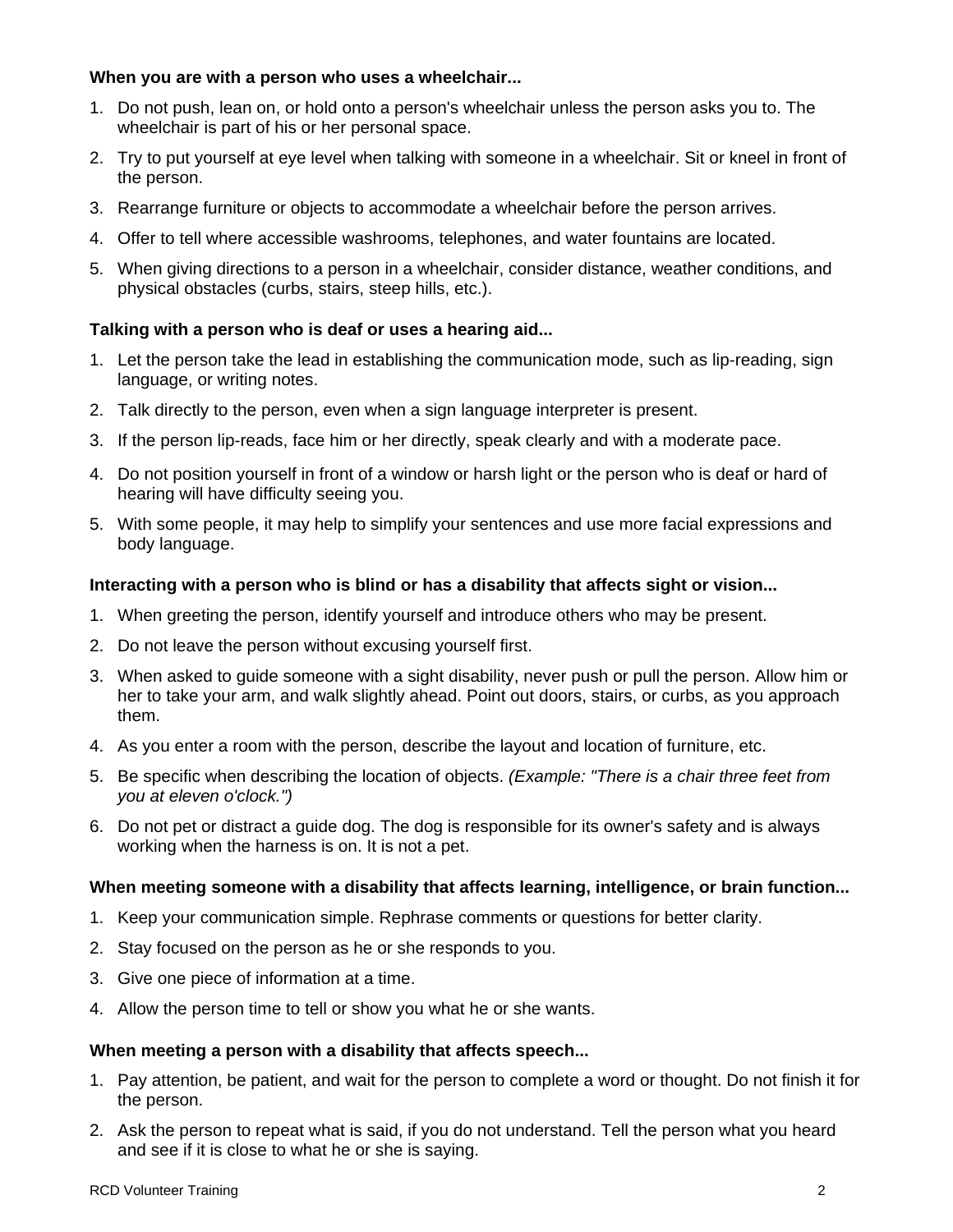**When you are with a person who uses a wheelchair...**

1. Do not push, lean on, or hold onto a person's wheelchair unless the person asks you to. The wheelchair is part of his or her personal space.
2. Try to put yourself at eye level when talking with someone in a wheelchair. Sit or kneel in front of the person.
3. Rearrange furniture or objects to accommodate a wheelchair before the person arrives.
4. Offer to tell where accessible washrooms, telephones, and water fountains are located.
5. When giving directions to a person in a wheelchair, consider distance, weather conditions, and physical obstacles (curbs, stairs, steep hills, etc.).

**Talking with a person who is deaf or uses a hearing aid...**

1. Let the person take the lead in establishing the communication mode, such as lip-reading, sign language, or writing notes.
2. Talk directly to the person, even when a sign language interpreter is present.
3. If the person lip-reads, face him or her directly, speak clearly and with a moderate pace.
4. Do not position yourself in front of a window or harsh light or the person who is deaf or hard of hearing will have difficulty seeing you.
5. With some people, it may help to simplify your sentences and use more facial expressions and body language.

**Interacting with a person who is blind or has a disability that affects sight or vision...**

1. When greeting the person, identify yourself and introduce others who may be present.
2. Do not leave the person without excusing yourself first.
3. When asked to guide someone with a sight disability, never push or pull the person. Allow him or her to take your arm, and walk slightly ahead. Point out doors, stairs, or curbs, as you approach them.
4. As you enter a room with the person, describe the layout and location of furniture, etc.
5. Be specific when describing the location of objects. *(Example: "There is a chair three feet from you at eleven o'clock.")*
6. Do not pet or distract a guide dog. The dog is responsible for its owner's safety and is always working when the harness is on. It is not a pet.

**When meeting someone with a disability that affects learning, intelligence, or brain function...**

1. Keep your communication simple. Rephrase comments or questions for better clarity.
2. Stay focused on the person as he or she responds to you.
3. Give one piece of information at a time.
4. Allow the person time to tell or show you what he or she wants.

**When meeting a person with a disability that affects speech...**

1. Pay attention, be patient, and wait for the person to complete a word or thought. Do not finish it for the person.
2. Ask the person to repeat what is said, if you do not understand. Tell the person what you heard and see if it is close to what he or she is saying.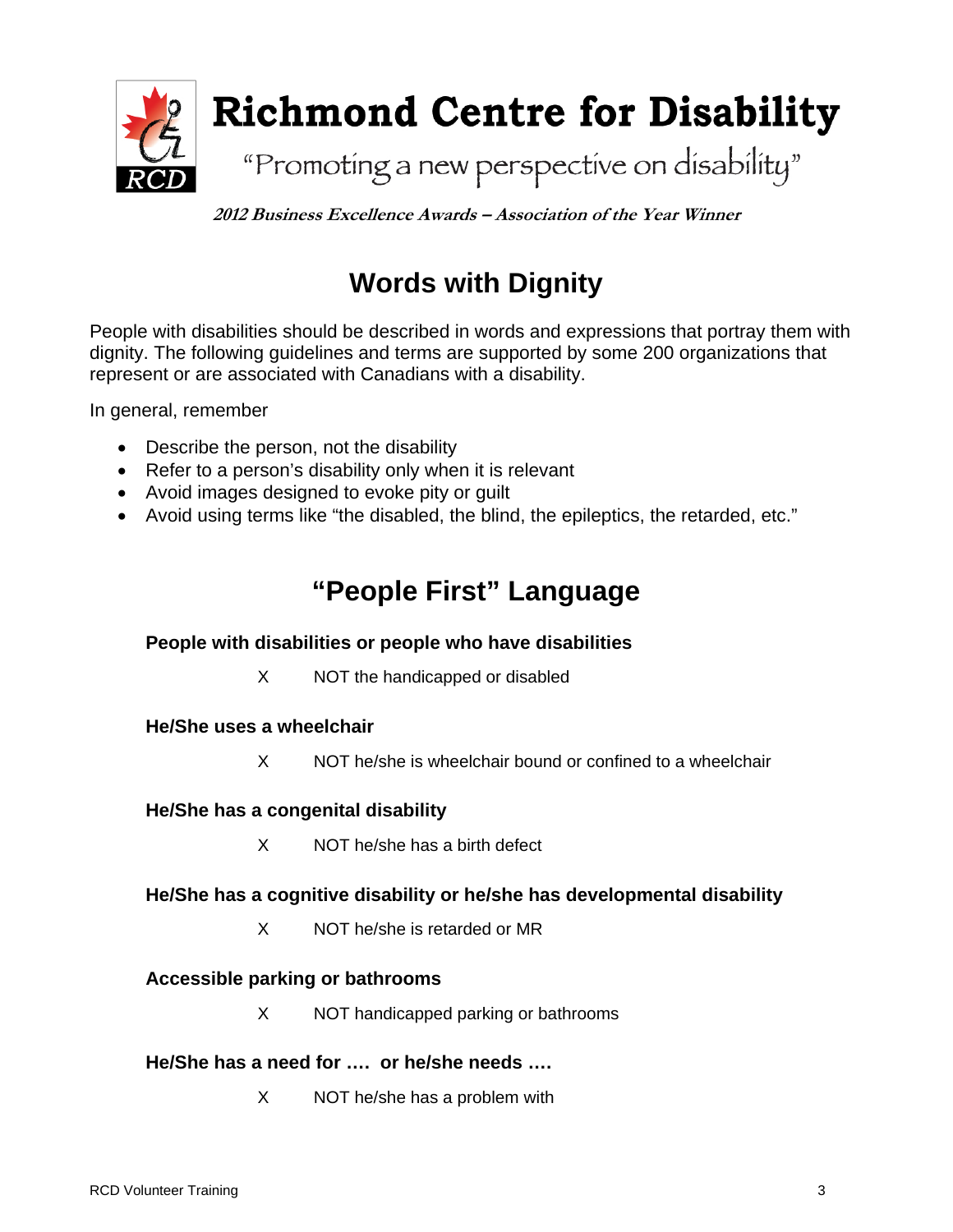# Richmond Centre for Disability

"Promoting a new perspective on disability"

***2012 Business Excellence Awards – Association of the Year Winner***

## Words with Dignity

People with disabilities should be described in words and expressions that portray them with dignity. The following guidelines and terms are supported by some 200 organizations that represent or are associated with Canadians with a disability.

In general, remember

- Describe the person, not the disability
- Refer to a person's disability only when it is relevant
- Avoid images designed to evoke pity or guilt
- Avoid using terms like "the disabled, the blind, the epileptics, the retarded, etc."

## "People First" Language

**People with disabilities or people who have disabilities**

X NOT the handicapped or disabled

**He/She uses a wheelchair**

X NOT he/she is wheelchair bound or confined to a wheelchair

**He/She has a congenital disability**

X NOT he/she has a birth defect

**He/She has a cognitive disability or he/she has developmental disability**

X NOT he/she is retarded or MR

**Accessible parking or bathrooms**

X NOT handicapped parking or bathrooms

**He/She has a need for …. or he/she needs ….**

X NOT he/she has a problem with